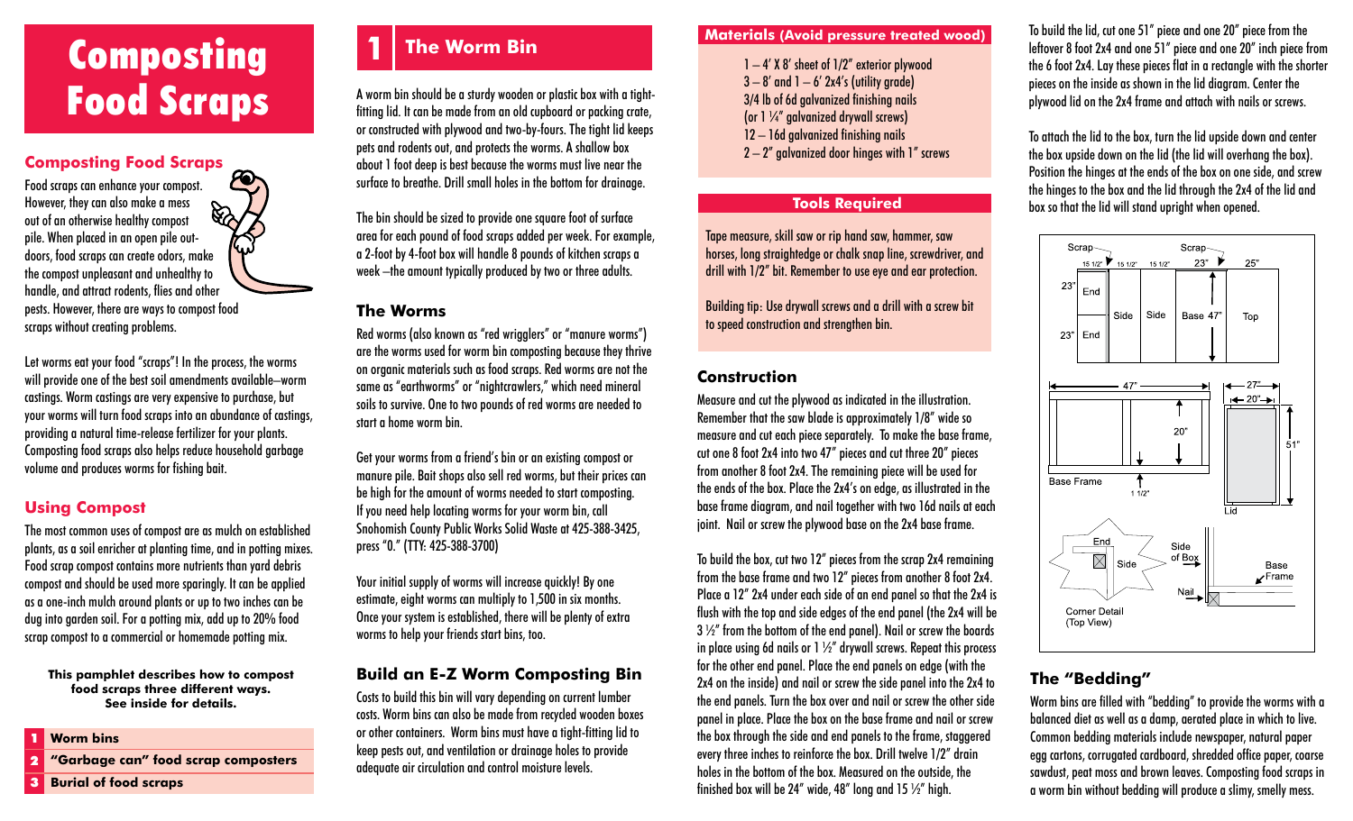# Composting Food Scraps

## Composting Food Scraps

Food scraps can enhance your compost. However, they can also make a mess out of an otherwise healthy compost pile. When placed in an open pile outdoors, food scraps can create odors, make the compost unpleasant and unhealthy to handle, and attract rodents, flies and other pests. However, there are ways to compost food scraps without creating problems.

Let worms eat your food "scraps"! In the process, the worms will provide one of the best soil amendments available–worm castings. Worm castings are very expensive to purchase, but your worms will turn food scraps into an abundance of castings, providing a natural time-release fertilizer for your plants. Composting food scraps also helps reduce household garbage volume and produces worms for fishing bait.

## Using Compost

The most common uses of compost are as mulch on established plants, as a soil enricher at planting time, and in potting mixes. Food scrap compost contains more nutrients than yard debris compost and should be used more sparingly. It can be applied as a one-inch mulch around plants or up to two inches can be dug into garden soil. For a potting mix, add up to 20% food scrap compost to a commercial or homemade potting mix.

**This pamphlet describes how to compost food scraps three different ways. See inside for details.**

1. **Worm bins**
2. **"Garbage can" food scrap composters**
3. **Burial of food scraps**

# 1 The Worm Bin

A worm bin should be a sturdy wooden or plastic box with a tight-fitting lid. It can be made from an old cupboard or packing crate, or constructed with plywood and two-by-fours. The tight lid keeps pets and rodents out, and protects the worms. A shallow box about 1 foot deep is best because the worms must live near the surface to breathe. Drill small holes in the bottom for drainage.

The bin should be sized to provide one square foot of surface area for each pound of food scraps added per week. For example, a 2-foot by 4-foot box will handle 8 pounds of kitchen scraps a week –the amount typically produced by two or three adults.

## The Worms

Red worms (also known as "red wrigglers" or "manure worms") are the worms used for worm bin composting because they thrive on organic materials such as food scraps. Red worms are not the same as "earthworms" or "nightcrawlers," which need mineral soils to survive. One to two pounds of red worms are needed to start a home worm bin.

Get your worms from a friend's bin or an existing compost or manure pile. Bait shops also sell red worms, but their prices can be high for the amount of worms needed to start composting. If you need help locating worms for your worm bin, call Snohomish County Public Works Solid Waste at 425-388-3425, press "0." (TTY: 425-388-3700)

Your initial supply of worms will increase quickly! By one estimate, eight worms can multiply to 1,500 in six months. Once your system is established, there will be plenty of extra worms to help your friends start bins, too.

## Build an E-Z Worm Composting Bin

Costs to build this bin will vary depending on current lumber costs. Worm bins can also be made from recycled wooden boxes or other containers. Worm bins must have a tight-fitting lid to keep pests out, and ventilation or drainage holes to provide adequate air circulation and control moisture levels.

### Materials (Avoid pressure treated wood)

- 1 – 4' X 8' sheet of 1/2" exterior plywood
- 3 – 8' and 1 – 6' 2x4's (utility grade)
- 3/4 lb of 6d galvanized finishing nails (or 1 ¼" galvanized drywall screws)
- 12 – 16d galvanized finishing nails
- 2 – 2" galvanized door hinges with 1" screws

### Tools Required

Tape measure, skill saw or rip hand saw, hammer, saw horses, long straightedge or chalk snap line, screwdriver, and drill with 1/2" bit. Remember to use eye and ear protection.

Building tip: Use drywall screws and a drill with a screw bit to speed construction and strengthen bin.

## Construction

Measure and cut the plywood as indicated in the illustration. Remember that the saw blade is approximately 1/8" wide so measure and cut each piece separately. To make the base frame, cut one 8 foot 2x4 into two 47" pieces and cut three 20" pieces from another 8 foot 2x4. The remaining piece will be used for the ends of the box. Place the 2x4's on edge, as illustrated in the base frame diagram, and nail together with two 16d nails at each joint. Nail or screw the plywood base on the 2x4 base frame.

To build the box, cut two 12" pieces from the scrap 2x4 remaining from the base frame and two 12" pieces from another 8 foot 2x4. Place a 12" 2x4 under each side of an end panel so that the 2x4 is flush with the top and side edges of the end panel (the 2x4 will be 3 ½" from the bottom of the end panel). Nail or screw the boards in place using 6d nails or 1 ½" drywall screws. Repeat this process for the other end panel. Place the end panels on edge (with the 2x4 on the inside) and nail or screw the side panel into the 2x4 to the end panels. Turn the box over and nail or screw the other side panel in place. Place the box on the base frame and nail or screw the box through the side and end panels to the frame, staggered every three inches to reinforce the box. Drill twelve 1/2" drain holes in the bottom of the box. Measured on the outside, the finished box will be 24" wide, 48" long and 15 ½" high.

To build the lid, cut one 51" piece and one 20" piece from the leftover 8 foot 2x4 and one 51" piece and one 20" inch piece from the 6 foot 2x4. Lay these pieces flat in a rectangle with the shorter pieces on the inside as shown in the lid diagram. Center the plywood lid on the 2x4 frame and attach with nails or screws.

To attach the lid to the box, turn the lid upside down and center the box upside down on the lid (the lid will overhang the box). Position the hinges at the ends of the box on one side, and screw the hinges to the box and the lid through the 2x4 of the lid and box so that the lid will stand upright when opened.

Scrap, 15 1/2", 15 1/2", 15 1/2", Scrap, 23", 25", 23" End, 23" End, Side, Side, Base 47", Top

47", 20", Base Frame, 1 1/2", 27", 20", 51", Lid

End, Side, Side of Box, Base Frame, Nail, Corner Detail (Top View)

## The "Bedding"

Worm bins are filled with "bedding" to provide the worms with a balanced diet as well as a damp, aerated place in which to live. Common bedding materials include newspaper, natural paper egg cartons, corrugated cardboard, shredded office paper, coarse sawdust, peat moss and brown leaves. Composting food scraps in a worm bin without bedding will produce a slimy, smelly mess.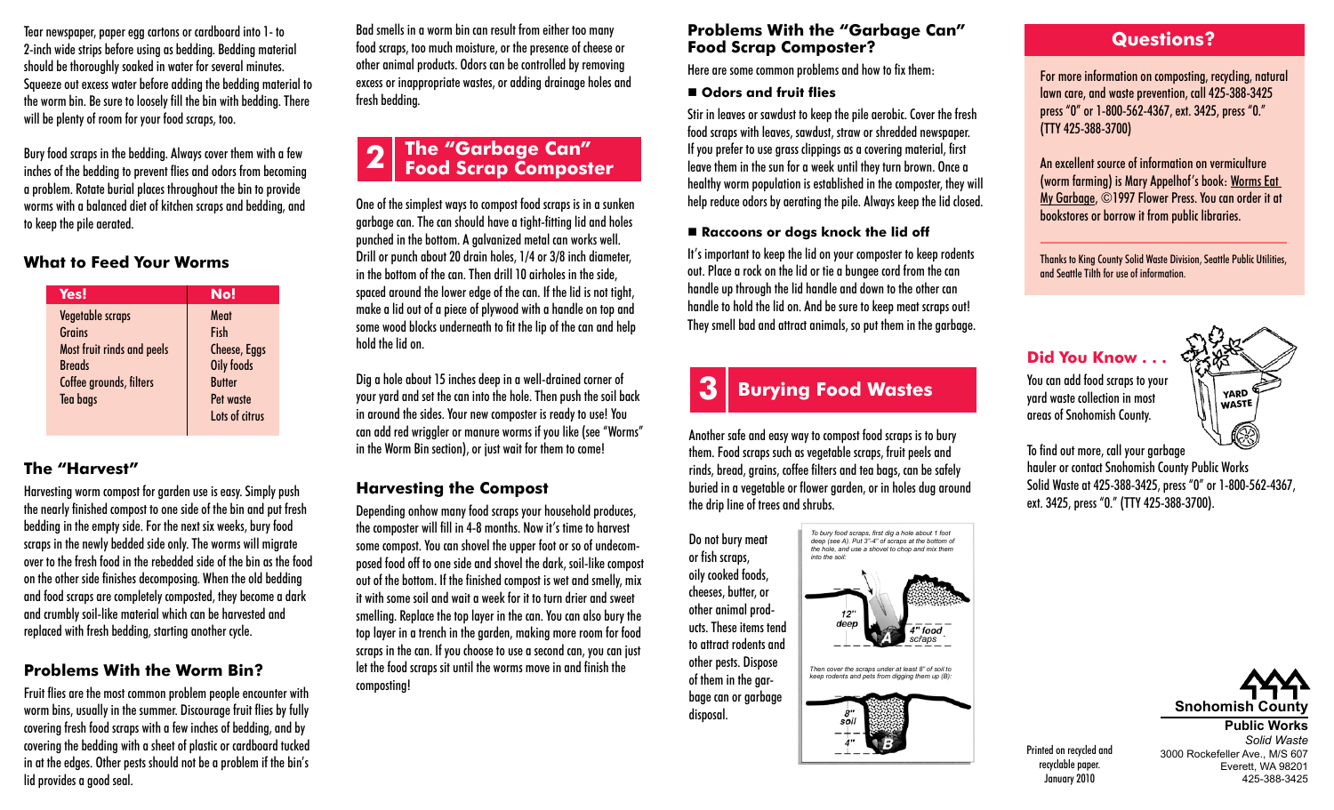Tear newspaper, paper egg cartons or cardboard into 1- to 2-inch wide strips before using as bedding. Bedding material should be thoroughly soaked in water for several minutes. Squeeze out excess water before adding the bedding material to the worm bin. Be sure to loosely fill the bin with bedding. There will be plenty of room for your food scraps, too.

Bury food scraps in the bedding. Always cover them with a few inches of the bedding to prevent flies and odors from becoming a problem. Rotate burial places throughout the bin to provide worms with a balanced diet of kitchen scraps and bedding, and to keep the pile aerated.

### What to Feed Your Worms

| Yes! | No! |
| --- | --- |
| Vegetable scraps | Meat |
| Grains | Fish |
| Most fruit rinds and peels | Cheese, Eggs |
| Breads | Oily foods |
| Coffee grounds, filters | Butter |
| Tea bags | Pet waste |
| | Lots of citrus |

### The "Harvest"

Harvesting worm compost for garden use is easy. Simply push the nearly finished compost to one side of the bin and put fresh bedding in the empty side. For the next six weeks, bury food scraps in the newly bedded side only. The worms will migrate over to the fresh food in the rebedded side of the bin as the food on the other side finishes decomposing. When the old bedding and food scraps are completely composted, they become a dark and crumbly soil-like material which can be harvested and replaced with fresh bedding, starting another cycle.

### Problems With the Worm Bin?

Fruit flies are the most common problem people encounter with worm bins, usually in the summer. Discourage fruit flies by fully covering fresh food scraps with a few inches of bedding, and by covering the bedding with a sheet of plastic or cardboard tucked in at the edges. Other pests should not be a problem if the bin's lid provides a good seal.

Bad smells in a worm bin can result from either too many food scraps, too much moisture, or the presence of cheese or other animal products. Odors can be controlled by removing excess or inappropriate wastes, or adding drainage holes and fresh bedding.

## 2 The "Garbage Can" Food Scrap Composter

One of the simplest ways to compost food scraps is in a sunken garbage can. The can should have a tight-fitting lid and holes punched in the bottom. A galvanized metal can works well. Drill or punch about 20 drain holes, 1/4 or 3/8 inch diameter, in the bottom of the can. Then drill 10 airholes in the side, spaced around the lower edge of the can. If the lid is not tight, make a lid out of a piece of plywood with a handle on top and some wood blocks underneath to fit the lip of the can and help hold the lid on.

Dig a hole about 15 inches deep in a well-drained corner of your yard and set the can into the hole. Then push the soil back in around the sides. Your new composter is ready to use! You can add red wriggler or manure worms if you like (see "Worms" in the Worm Bin section), or just wait for them to come!

### Harvesting the Compost

Depending onhow many food scraps your household produces, the composter will fill in 4-8 months. Now it's time to harvest some compost. You can shovel the upper foot or so of undecomposed food off to one side and shovel the dark, soil-like compost out of the bottom. If the finished compost is wet and smelly, mix it with some soil and wait a week for it to turn drier and sweet smelling. Replace the top layer in the can. You can also bury the top layer in a trench in the garden, making more room for food scraps in the can. If you choose to use a second can, you can just let the food scraps sit until the worms move in and finish the composting!

### Problems With the "Garbage Can" Food Scrap Composter?

Here are some common problems and how to fix them:

- **Odors and fruit flies**

Stir in leaves or sawdust to keep the pile aerobic. Cover the fresh food scraps with leaves, sawdust, straw or shredded newspaper. If you prefer to use grass clippings as a covering material, first leave them in the sun for a week until they turn brown. Once a healthy worm population is established in the composter, they will help reduce odors by aerating the pile. Always keep the lid closed.

- **Raccoons or dogs knock the lid off**

It's important to keep the lid on your composter to keep rodents out. Place a rock on the lid or tie a bungee cord from the can handle up through the lid handle and down to the other can handle to hold the lid on. And be sure to keep meat scraps out! They smell bad and attract animals, so put them in the garbage.

## 3 Burying Food Wastes

Another safe and easy way to compost food scraps is to bury them. Food scraps such as vegetable scraps, fruit peels and rinds, bread, grains, coffee filters and tea bags, can be safely buried in a vegetable or flower garden, or in holes dug around the drip line of trees and shrubs.

Do not bury meat or fish scraps, oily cooked foods, cheeses, butter, or other animal products. These items tend to attract rodents and other pests. Dispose of them in the garbage can or garbage disposal.

*To bury food scraps, first dig a hole about 1 foot deep (see A). Put 3"-4" of scraps at the bottom of the hole, and use a shovel to chop and mix them into the soil:*

12" deep
4" food scraps
A

*Then cover the scraps under at least 8" of soil to keep rodents and pets from digging them up (B):*

8" soil
4"
B

## Questions?

For more information on composting, recycling, natural lawn care, and waste prevention, call 425-388-3425 press "0" or 1-800-562-4367, ext. 3425, press "0." (TTY 425-388-3700)

An excellent source of information on vermiculture (worm farming) is Mary Appelhof's book: Worms Eat My Garbage, ©1997 Flower Press. You can order it at bookstores or borrow it from public libraries.

Thanks to King County Solid Waste Division, Seattle Public Utilities, and Seattle Tilth for use of information.

### Did You Know . . .

You can add food scraps to your yard waste collection in most areas of Snohomish County.

YARD WASTE

To find out more, call your garbage hauler or contact Snohomish County Public Works Solid Waste at 425-388-3425, press "0" or 1-800-562-4367, ext. 3425, press "0." (TTY 425-388-3700).

Printed on recycled and recyclable paper.
January 2010

**Snohomish County**
**Public Works**
*Solid Waste*
3000 Rockefeller Ave., M/S 607
Everett, WA 98201
425-388-3425